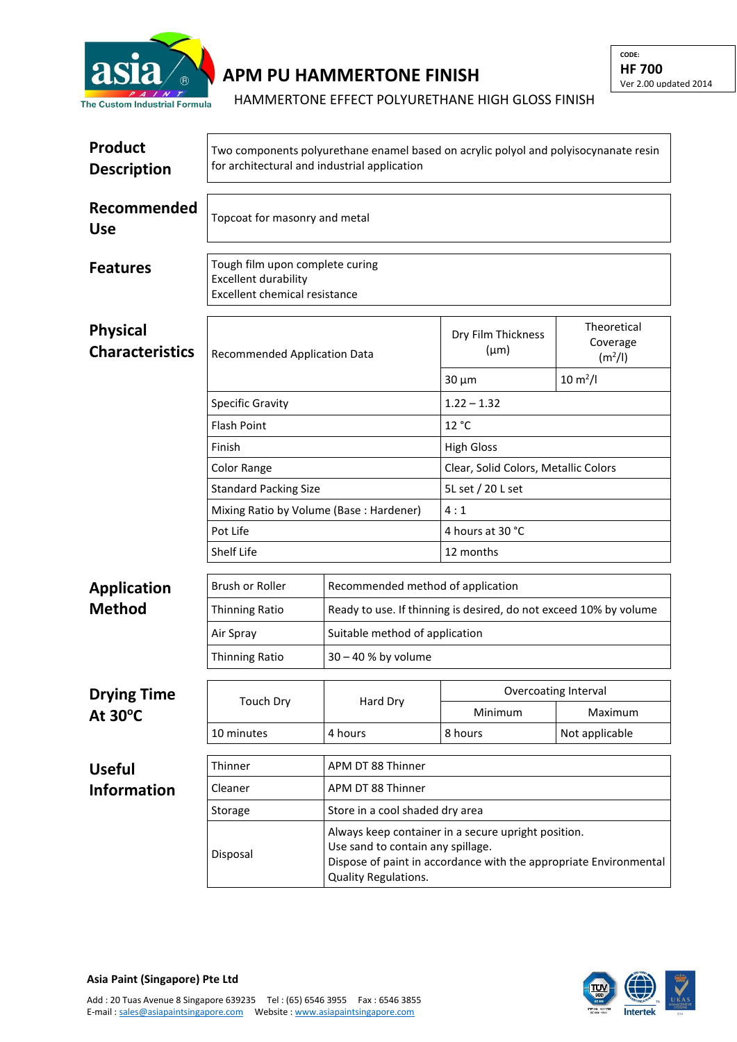# APM PU HAMMERTONE FINISH

HAMMERTONE EFFECT POLYURETHANE HIGH GLOSS FINISH

CODE:
**HF 700**
Ver 2.00 updated 2014

## Product Description

Two components polyurethane enamel based on acrylic polyol and polyisocynanate resin for architectural and industrial application

## Recommended Use

Topcoat for masonry and metal

## Features

Tough film upon complete curing
Excellent durability
Excellent chemical resistance

## Physical Characteristics

| Recommended Application Data | Dry Film Thickness (µm) | Theoretical Coverage ($m^2/l$) |
|---|---|---|
| | 30 µm | 10 $m^2/l$ |
| Specific Gravity | 1.22 – 1.32 | |
| Flash Point | 12 °C | |
| Finish | High Gloss | |
| Color Range | Clear, Solid Colors, Metallic Colors | |
| Standard Packing Size | 5L set / 20 L set | |
| Mixing Ratio by Volume (Base : Hardener) | 4 : 1 | |
| Pot Life | 4 hours at 30 °C | |
| Shelf Life | 12 months | |

## Application Method

| | |
|---|---|
| Brush or Roller | Recommended method of application |
| Thinning Ratio | Ready to use. If thinning is desired, do not exceed 10% by volume |
| Air Spray | Suitable method of application |
| Thinning Ratio | 30 – 40 % by volume |

## Drying Time At 30°C

| Touch Dry | Hard Dry | Overcoating Interval | |
|---|---|---|---|
| | | Minimum | Maximum |
| 10 minutes | 4 hours | 8 hours | Not applicable |

## Useful Information

| | |
|---|---|
| Thinner | APM DT 88 Thinner |
| Cleaner | APM DT 88 Thinner |
| Storage | Store in a cool shaded dry area |
| Disposal | Always keep container in a secure upright position.<br>Use sand to contain any spillage.<br>Dispose of paint in accordance with the appropriate Environmental Quality Regulations. |

**Asia Paint (Singapore) Pte Ltd**

Add : 20 Tuas Avenue 8 Singapore 639235 Tel : (65) 6546 3955 Fax : 6546 3855
E-mail : sales@asiapaintsingapore.com Website : www.asiapaintsingapore.com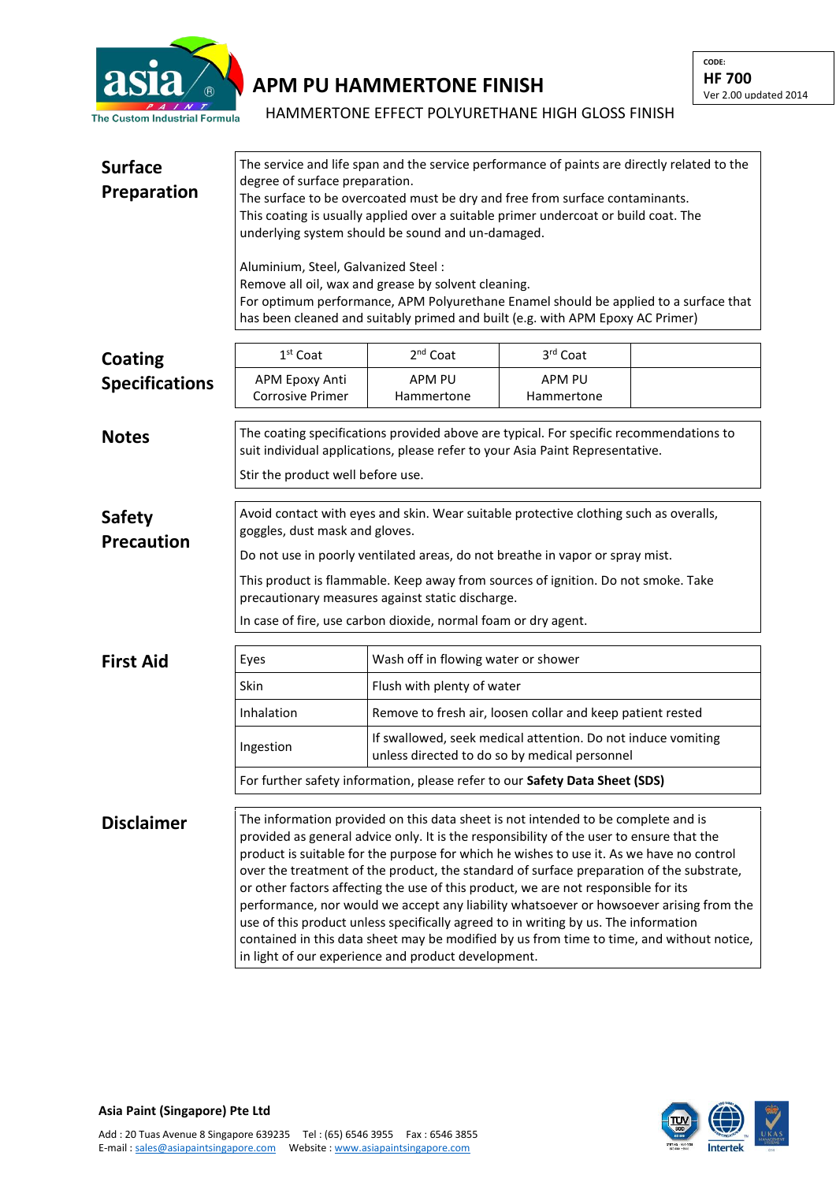# APM PU HAMMERTONE FINISH

HAMMERTONE EFFECT POLYURETHANE HIGH GLOSS FINISH

CODE:
**HF 700**
Ver 2.00 updated 2014

## Surface Preparation

The service and life span and the service performance of paints are directly related to the degree of surface preparation.
The surface to be overcoated must be dry and free from surface contaminants.
This coating is usually applied over a suitable primer undercoat or build coat. The underlying system should be sound and un-damaged.

Aluminium, Steel, Galvanized Steel :
Remove all oil, wax and grease by solvent cleaning.
For optimum performance, APM Polyurethane Enamel should be applied to a surface that has been cleaned and suitably primed and built (e.g. with APM Epoxy AC Primer)

## Coating Specifications

| 1st Coat | 2nd Coat | 3rd Coat | |
|---|---|---|---|
| APM Epoxy Anti Corrosive Primer | APM PU Hammertone | APM PU Hammertone | |

## Notes

The coating specifications provided above are typical. For specific recommendations to suit individual applications, please refer to your Asia Paint Representative.

Stir the product well before use.

## Safety Precaution

Avoid contact with eyes and skin. Wear suitable protective clothing such as overalls, goggles, dust mask and gloves.

Do not use in poorly ventilated areas, do not breathe in vapor or spray mist.

This product is flammable. Keep away from sources of ignition. Do not smoke. Take precautionary measures against static discharge.

In case of fire, use carbon dioxide, normal foam or dry agent.

## First Aid

| | |
|---|---|
| Eyes | Wash off in flowing water or shower |
| Skin | Flush with plenty of water |
| Inhalation | Remove to fresh air, loosen collar and keep patient rested |
| Ingestion | If swallowed, seek medical attention. Do not induce vomiting unless directed to do so by medical personnel |

For further safety information, please refer to our **Safety Data Sheet (SDS)**

## Disclaimer

The information provided on this data sheet is not intended to be complete and is provided as general advice only. It is the responsibility of the user to ensure that the product is suitable for the purpose for which he wishes to use it. As we have no control over the treatment of the product, the standard of surface preparation of the substrate, or other factors affecting the use of this product, we are not responsible for its performance, nor would we accept any liability whatsoever or howsoever arising from the use of this product unless specifically agreed to in writing by us. The information contained in this data sheet may be modified by us from time to time, and without notice, in light of our experience and product development.

**Asia Paint (Singapore) Pte Ltd**

Add : 20 Tuas Avenue 8 Singapore 639235 Tel : (65) 6546 3955 Fax : 6546 3855
E-mail : sales@asiapaintsingapore.com Website : www.asiapaintsingapore.com